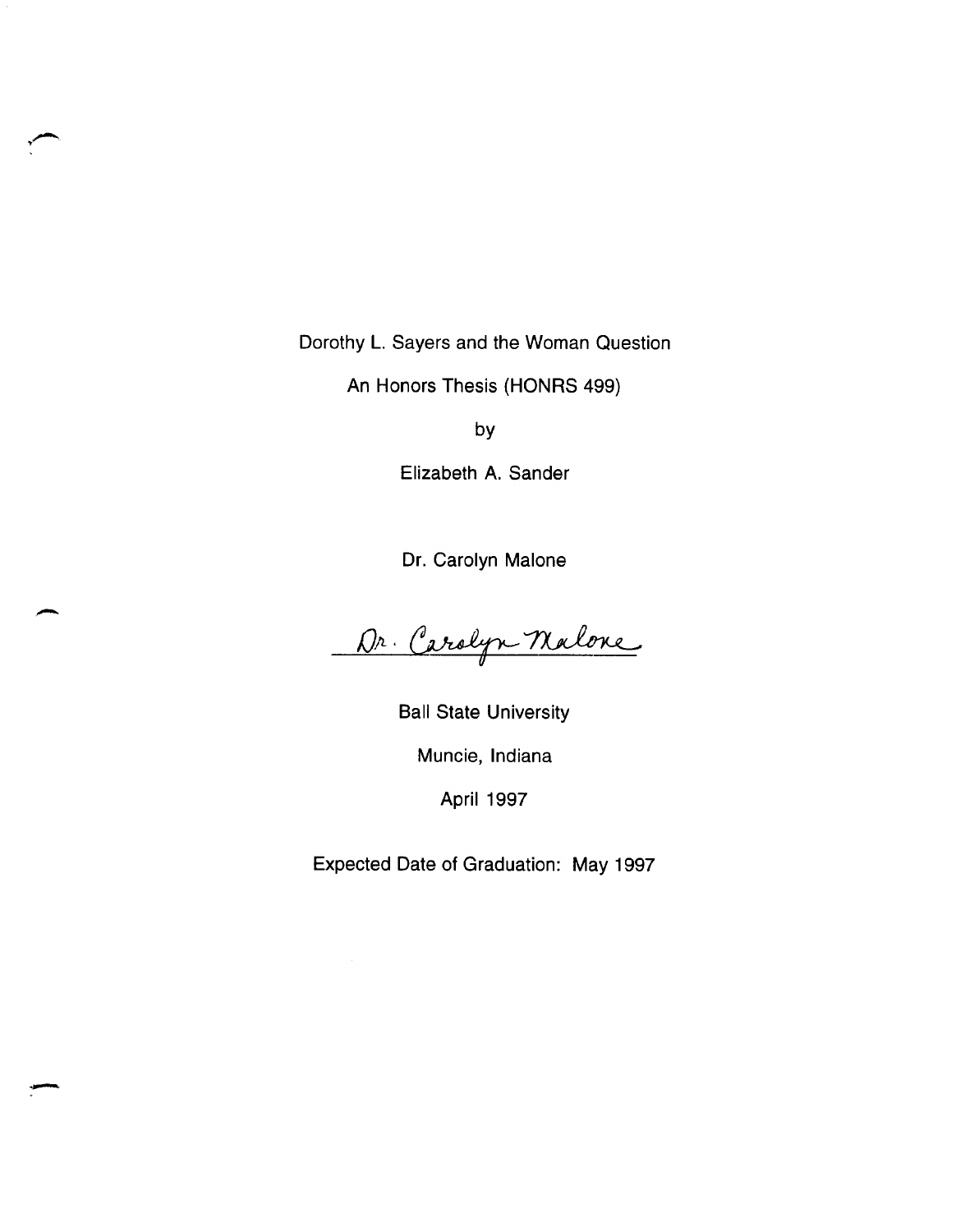Dorothy L. Sayers and the Woman Question

An Honors Thesis (HONRS 499)

by

Elizabeth A. Sander

Dr. Carolyn Malone

Dr. Carolyn Malone

Ball State University

Muncie, Indiana

April 1997

Expected Date of Graduation: May 1997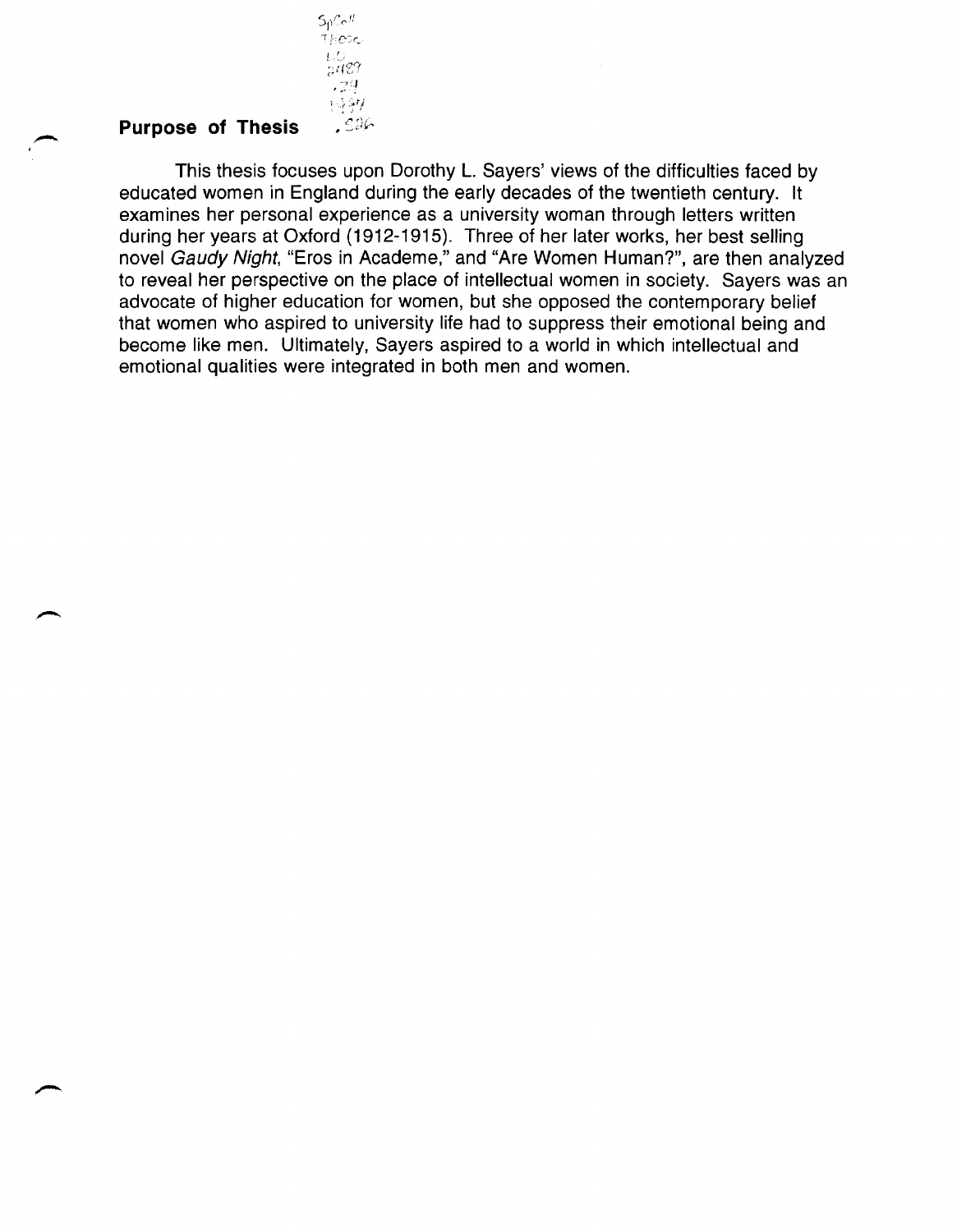## Purpose of Thesis

This thesis focuses upon Dorothy L. Sayers' views of the difficulties faced by educated women in England during the early decades of the twentieth century. It examines her personal experience as a university woman through letters written during her years at Oxford (1912-1915). Three of her later works, her best selling novel *Gaudy Night*, "Eros in Academe," and "Are Women Human?", are then analyzed to reveal her perspective on the place of intellectual women in society. Sayers was an advocate of higher education for women, but she opposed the contemporary belief that women who aspired to university life had to suppress their emotional being and become like men. Ultimately, Sayers aspired to a world in which intellectual and emotional qualities were integrated in both men and women.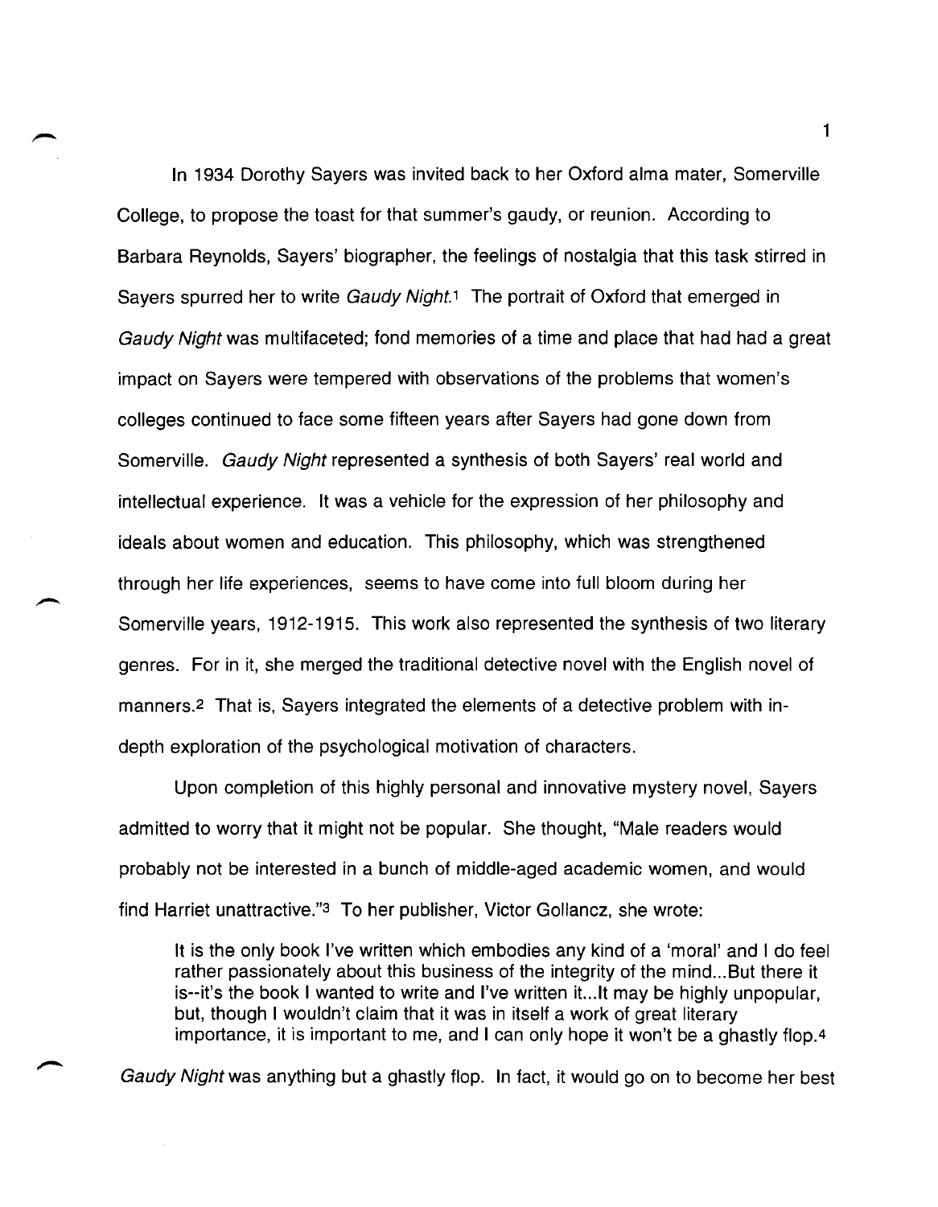In 1934 Dorothy Sayers was invited back to her Oxford alma mater, Somerville College, to propose the toast for that summer's gaudy, or reunion. According to Barbara Reynolds, Sayers' biographer, the feelings of nostalgia that this task stirred in Sayers spurred her to write *Gaudy Night*.[1] The portrait of Oxford that emerged in *Gaudy Night* was multifaceted; fond memories of a time and place that had had a great impact on Sayers were tempered with observations of the problems that women's colleges continued to face some fifteen years after Sayers had gone down from Somerville. *Gaudy Night* represented a synthesis of both Sayers' real world and intellectual experience. It was a vehicle for the expression of her philosophy and ideals about women and education. This philosophy, which was strengthened through her life experiences, seems to have come into full bloom during her Somerville years, 1912-1915. This work also represented the synthesis of two literary genres. For in it, she merged the traditional detective novel with the English novel of manners.[2] That is, Sayers integrated the elements of a detective problem with in-depth exploration of the psychological motivation of characters.

Upon completion of this highly personal and innovative mystery novel, Sayers admitted to worry that it might not be popular. She thought, "Male readers would probably not be interested in a bunch of middle-aged academic women, and would find Harriet unattractive."[3] To her publisher, Victor Gollancz, she wrote:

> It is the only book I've written which embodies any kind of a 'moral' and I do feel rather passionately about this business of the integrity of the mind...But there it is--it's the book I wanted to write and I've written it...It may be highly unpopular, but, though I wouldn't claim that it was in itself a work of great literary importance, it is important to me, and I can only hope it won't be a ghastly flop.[4]

*Gaudy Night* was anything but a ghastly flop. In fact, it would go on to become her best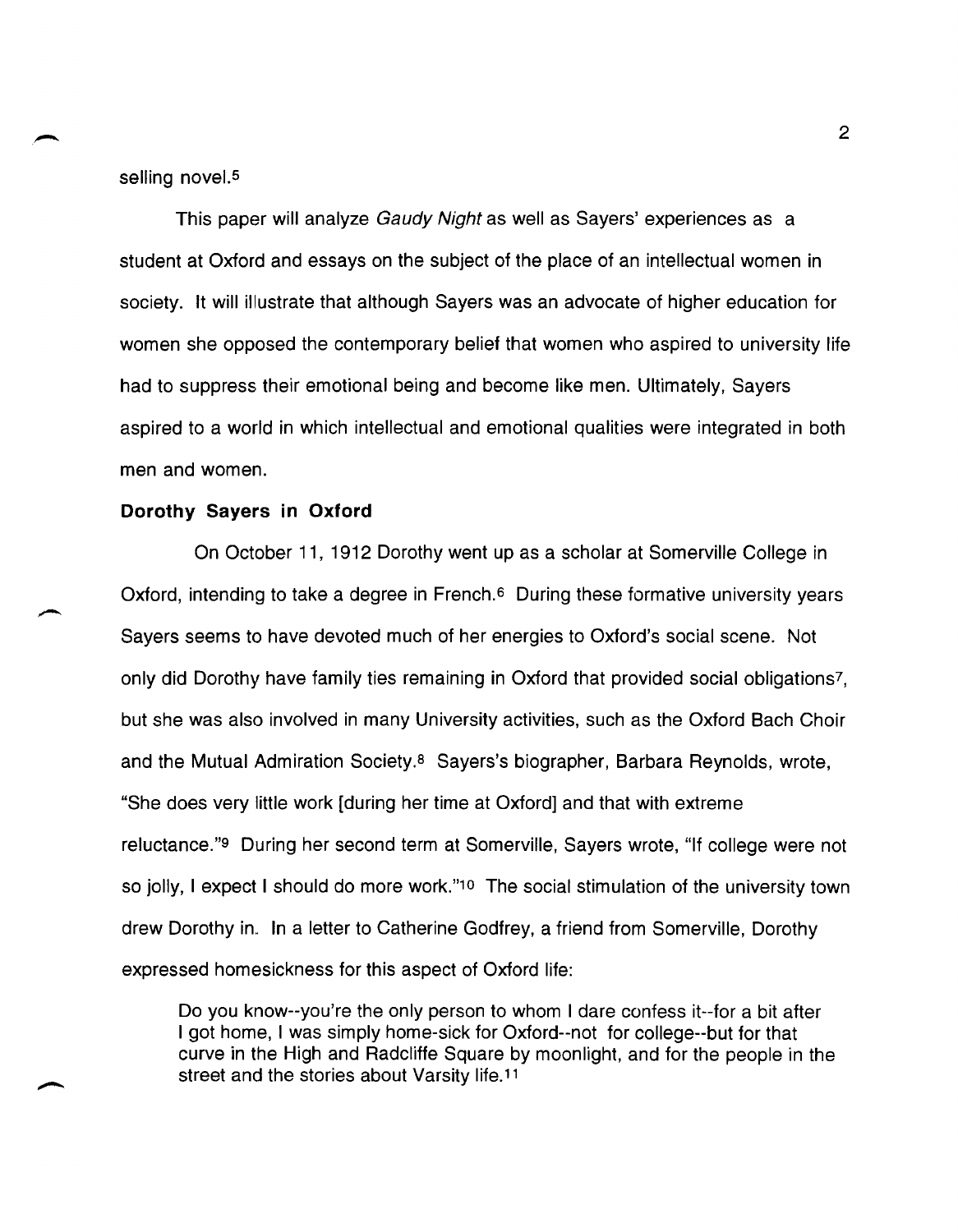selling novel.[5]

This paper will analyze *Gaudy Night* as well as Sayers' experiences as a student at Oxford and essays on the subject of the place of an intellectual women in society. It will illustrate that although Sayers was an advocate of higher education for women she opposed the contemporary belief that women who aspired to university life had to suppress their emotional being and become like men. Ultimately, Sayers aspired to a world in which intellectual and emotional qualities were integrated in both men and women.

**Dorothy Sayers in Oxford**

On October 11, 1912 Dorothy went up as a scholar at Somerville College in Oxford, intending to take a degree in French.[6] During these formative university years Sayers seems to have devoted much of her energies to Oxford's social scene. Not only did Dorothy have family ties remaining in Oxford that provided social obligations[7], but she was also involved in many University activities, such as the Oxford Bach Choir and the Mutual Admiration Society.[8] Sayers's biographer, Barbara Reynolds, wrote, "She does very little work [during her time at Oxford] and that with extreme reluctance."[9] During her second term at Somerville, Sayers wrote, "If college were not so jolly, I expect I should do more work."[10] The social stimulation of the university town drew Dorothy in. In a letter to Catherine Godfrey, a friend from Somerville, Dorothy expressed homesickness for this aspect of Oxford life:

> Do you know--you're the only person to whom I dare confess it--for a bit after I got home, I was simply home-sick for Oxford--not for college--but for that curve in the High and Radcliffe Square by moonlight, and for the people in the street and the stories about Varsity life.[11]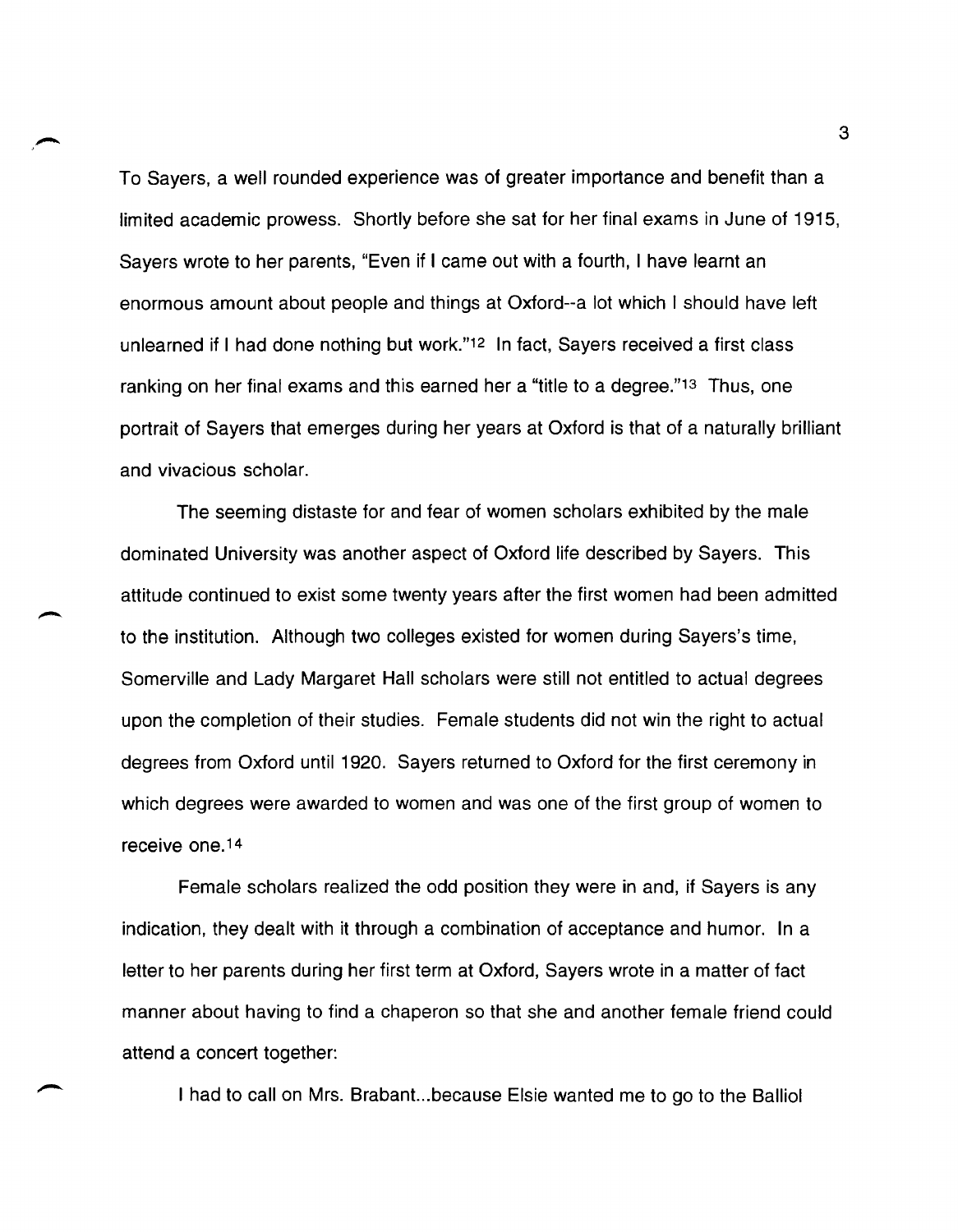To Sayers, a well rounded experience was of greater importance and benefit than a limited academic prowess. Shortly before she sat for her final exams in June of 1915, Sayers wrote to her parents, "Even if I came out with a fourth, I have learnt an enormous amount about people and things at Oxford--a lot which I should have left unlearned if I had done nothing but work."[12] In fact, Sayers received a first class ranking on her final exams and this earned her a "title to a degree."[13] Thus, one portrait of Sayers that emerges during her years at Oxford is that of a naturally brilliant and vivacious scholar.

The seeming distaste for and fear of women scholars exhibited by the male dominated University was another aspect of Oxford life described by Sayers. This attitude continued to exist some twenty years after the first women had been admitted to the institution. Although two colleges existed for women during Sayers's time, Somerville and Lady Margaret Hall scholars were still not entitled to actual degrees upon the completion of their studies. Female students did not win the right to actual degrees from Oxford until 1920. Sayers returned to Oxford for the first ceremony in which degrees were awarded to women and was one of the first group of women to receive one.[14]

Female scholars realized the odd position they were in and, if Sayers is any indication, they dealt with it through a combination of acceptance and humor. In a letter to her parents during her first term at Oxford, Sayers wrote in a matter of fact manner about having to find a chaperon so that she and another female friend could attend a concert together:

> I had to call on Mrs. Brabant...because Elsie wanted me to go to the Balliol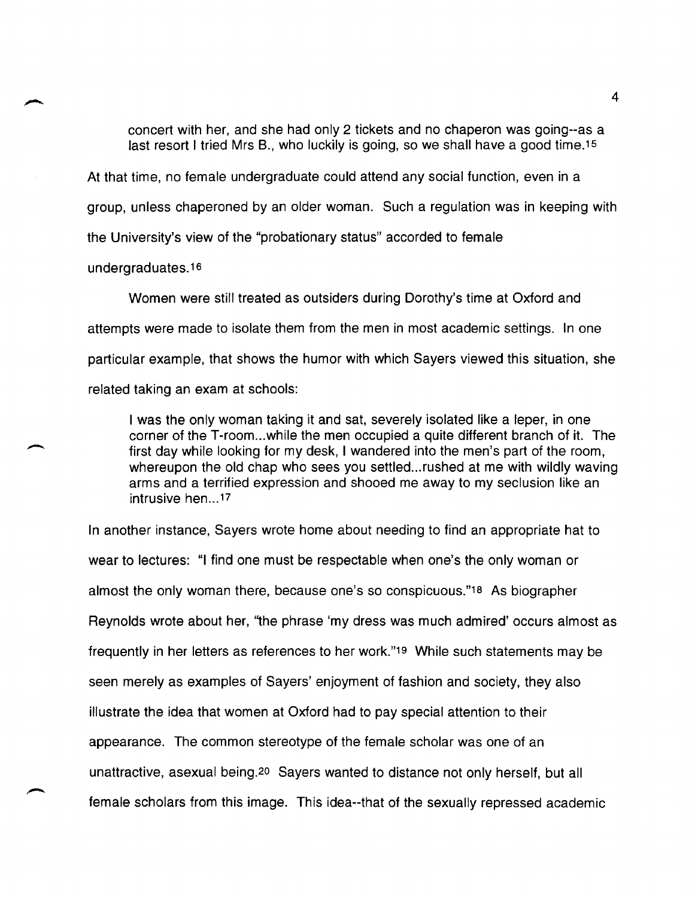> concert with her, and she had only 2 tickets and no chaperon was going--as a last resort I tried Mrs B., who luckily is going, so we shall have a good time.[15]

At that time, no female undergraduate could attend any social function, even in a group, unless chaperoned by an older woman. Such a regulation was in keeping with the University's view of the "probationary status" accorded to female undergraduates.[16]

Women were still treated as outsiders during Dorothy's time at Oxford and attempts were made to isolate them from the men in most academic settings. In one particular example, that shows the humor with which Sayers viewed this situation, she related taking an exam at schools:

> I was the only woman taking it and sat, severely isolated like a leper, in one corner of the T-room...while the men occupied a quite different branch of it. The first day while looking for my desk, I wandered into the men's part of the room, whereupon the old chap who sees you settled...rushed at me with wildly waving arms and a terrified expression and shooed me away to my seclusion like an intrusive hen...[17]

In another instance, Sayers wrote home about needing to find an appropriate hat to wear to lectures: "I find one must be respectable when one's the only woman or almost the only woman there, because one's so conspicuous."[18] As biographer Reynolds wrote about her, "the phrase 'my dress was much admired' occurs almost as frequently in her letters as references to her work."[19] While such statements may be seen merely as examples of Sayers' enjoyment of fashion and society, they also illustrate the idea that women at Oxford had to pay special attention to their appearance. The common stereotype of the female scholar was one of an unattractive, asexual being.[20] Sayers wanted to distance not only herself, but all female scholars from this image. This idea--that of the sexually repressed academic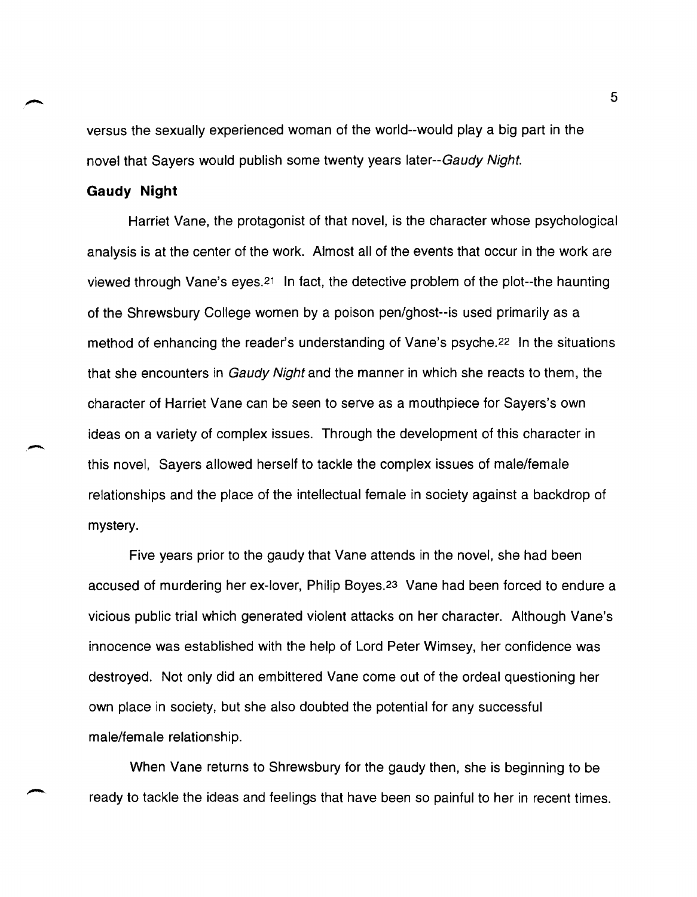versus the sexually experienced woman of the world--would play a big part in the novel that Sayers would publish some twenty years later--*Gaudy Night.*

**Gaudy Night**

Harriet Vane, the protagonist of that novel, is the character whose psychological analysis is at the center of the work. Almost all of the events that occur in the work are viewed through Vane's eyes.[21] In fact, the detective problem of the plot--the haunting of the Shrewsbury College women by a poison pen/ghost--is used primarily as a method of enhancing the reader's understanding of Vane's psyche.[22] In the situations that she encounters in *Gaudy Night* and the manner in which she reacts to them, the character of Harriet Vane can be seen to serve as a mouthpiece for Sayers's own ideas on a variety of complex issues. Through the development of this character in this novel, Sayers allowed herself to tackle the complex issues of male/female relationships and the place of the intellectual female in society against a backdrop of mystery.

Five years prior to the gaudy that Vane attends in the novel, she had been accused of murdering her ex-lover, Philip Boyes.[23] Vane had been forced to endure a vicious public trial which generated violent attacks on her character. Although Vane's innocence was established with the help of Lord Peter Wimsey, her confidence was destroyed. Not only did an embittered Vane come out of the ordeal questioning her own place in society, but she also doubted the potential for any successful male/female relationship.

When Vane returns to Shrewsbury for the gaudy then, she is beginning to be ready to tackle the ideas and feelings that have been so painful to her in recent times.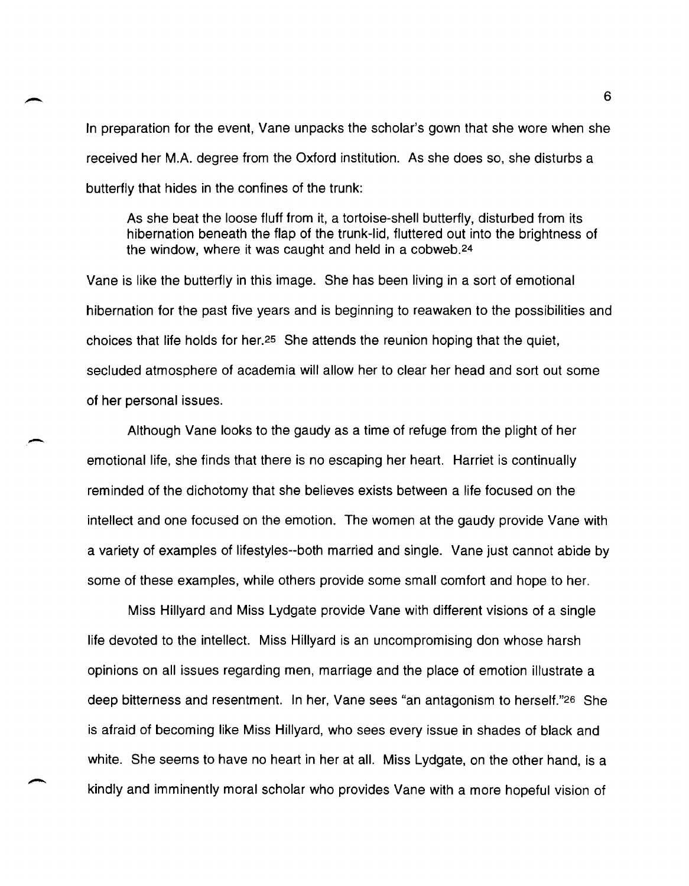In preparation for the event, Vane unpacks the scholar's gown that she wore when she received her M.A. degree from the Oxford institution. As she does so, she disturbs a butterfly that hides in the confines of the trunk:

> As she beat the loose fluff from it, a tortoise-shell butterfly, disturbed from its hibernation beneath the flap of the trunk-lid, fluttered out into the brightness of the window, where it was caught and held in a cobweb.[24]

Vane is like the butterfly in this image. She has been living in a sort of emotional hibernation for the past five years and is beginning to reawaken to the possibilities and choices that life holds for her.[25] She attends the reunion hoping that the quiet, secluded atmosphere of academia will allow her to clear her head and sort out some of her personal issues.

Although Vane looks to the gaudy as a time of refuge from the plight of her emotional life, she finds that there is no escaping her heart. Harriet is continually reminded of the dichotomy that she believes exists between a life focused on the intellect and one focused on the emotion. The women at the gaudy provide Vane with a variety of examples of lifestyles--both married and single. Vane just cannot abide by some of these examples, while others provide some small comfort and hope to her.

Miss Hillyard and Miss Lydgate provide Vane with different visions of a single life devoted to the intellect. Miss Hillyard is an uncompromising don whose harsh opinions on all issues regarding men, marriage and the place of emotion illustrate a deep bitterness and resentment. In her, Vane sees "an antagonism to herself."[26] She is afraid of becoming like Miss Hillyard, who sees every issue in shades of black and white. She seems to have no heart in her at all. Miss Lydgate, on the other hand, is a kindly and imminently moral scholar who provides Vane with a more hopeful vision of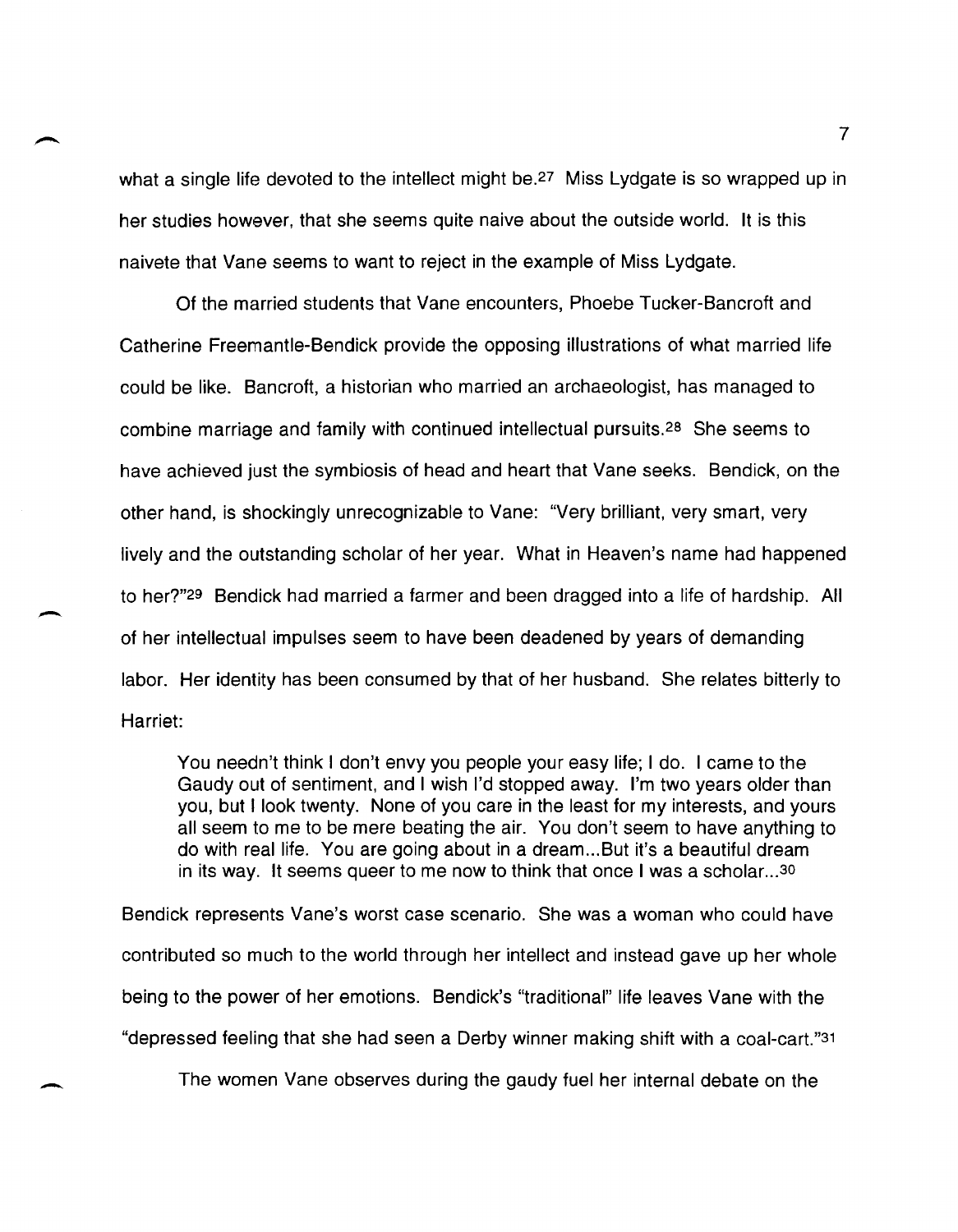what a single life devoted to the intellect might be.[27] Miss Lydgate is so wrapped up in her studies however, that she seems quite naive about the outside world. It is this naivete that Vane seems to want to reject in the example of Miss Lydgate.

Of the married students that Vane encounters, Phoebe Tucker-Bancroft and Catherine Freemantle-Bendick provide the opposing illustrations of what married life could be like. Bancroft, a historian who married an archaeologist, has managed to combine marriage and family with continued intellectual pursuits.[28] She seems to have achieved just the symbiosis of head and heart that Vane seeks. Bendick, on the other hand, is shockingly unrecognizable to Vane: "Very brilliant, very smart, very lively and the outstanding scholar of her year. What in Heaven's name had happened to her?"[29] Bendick had married a farmer and been dragged into a life of hardship. All of her intellectual impulses seem to have been deadened by years of demanding labor. Her identity has been consumed by that of her husband. She relates bitterly to Harriet:

> You needn't think I don't envy you people your easy life; I do. I came to the Gaudy out of sentiment, and I wish I'd stopped away. I'm two years older than you, but I look twenty. None of you care in the least for my interests, and yours all seem to me to be mere beating the air. You don't seem to have anything to do with real life. You are going about in a dream...But it's a beautiful dream in its way. It seems queer to me now to think that once I was a scholar...[30]

Bendick represents Vane's worst case scenario. She was a woman who could have contributed so much to the world through her intellect and instead gave up her whole being to the power of her emotions. Bendick's "traditional" life leaves Vane with the "depressed feeling that she had seen a Derby winner making shift with a coal-cart."[31]

The women Vane observes during the gaudy fuel her internal debate on the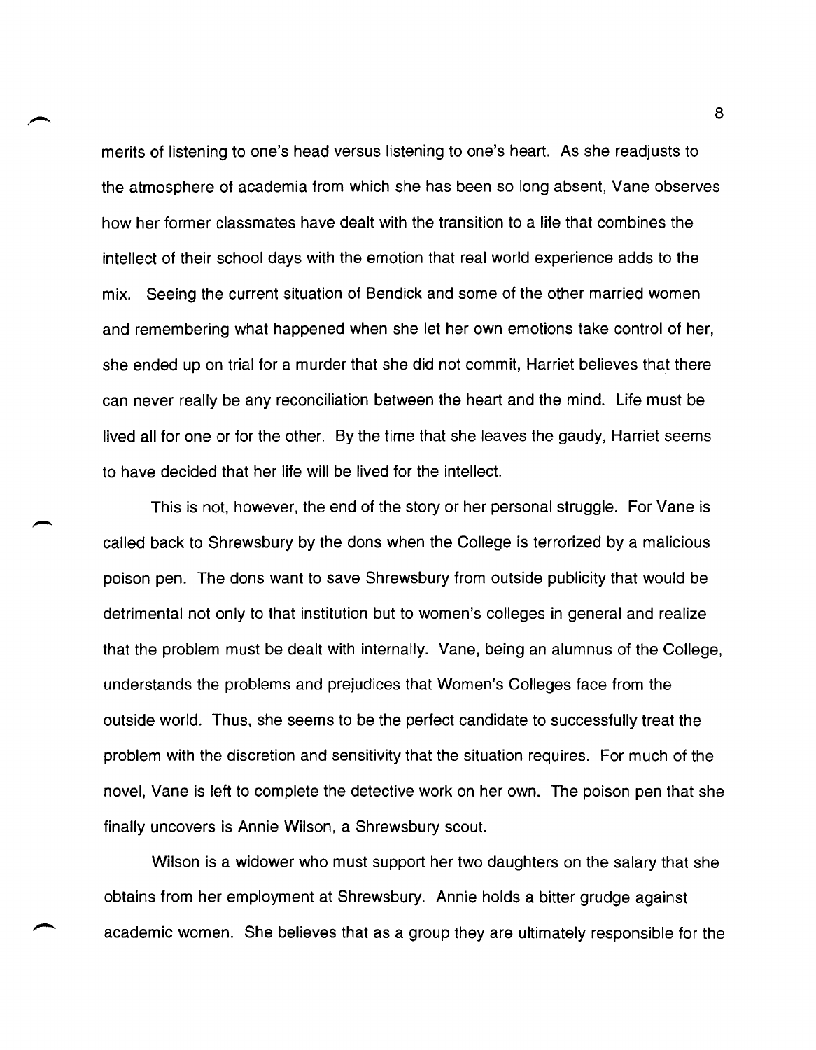merits of listening to one's head versus listening to one's heart. As she readjusts to the atmosphere of academia from which she has been so long absent, Vane observes how her former classmates have dealt with the transition to a life that combines the intellect of their school days with the emotion that real world experience adds to the mix. Seeing the current situation of Bendick and some of the other married women and remembering what happened when she let her own emotions take control of her, she ended up on trial for a murder that she did not commit, Harriet believes that there can never really be any reconciliation between the heart and the mind. Life must be lived all for one or for the other. By the time that she leaves the gaudy, Harriet seems to have decided that her life will be lived for the intellect.

This is not, however, the end of the story or her personal struggle. For Vane is called back to Shrewsbury by the dons when the College is terrorized by a malicious poison pen. The dons want to save Shrewsbury from outside publicity that would be detrimental not only to that institution but to women's colleges in general and realize that the problem must be dealt with internally. Vane, being an alumnus of the College, understands the problems and prejudices that Women's Colleges face from the outside world. Thus, she seems to be the perfect candidate to successfully treat the problem with the discretion and sensitivity that the situation requires. For much of the novel, Vane is left to complete the detective work on her own. The poison pen that she finally uncovers is Annie Wilson, a Shrewsbury scout.

Wilson is a widower who must support her two daughters on the salary that she obtains from her employment at Shrewsbury. Annie holds a bitter grudge against academic women. She believes that as a group they are ultimately responsible for the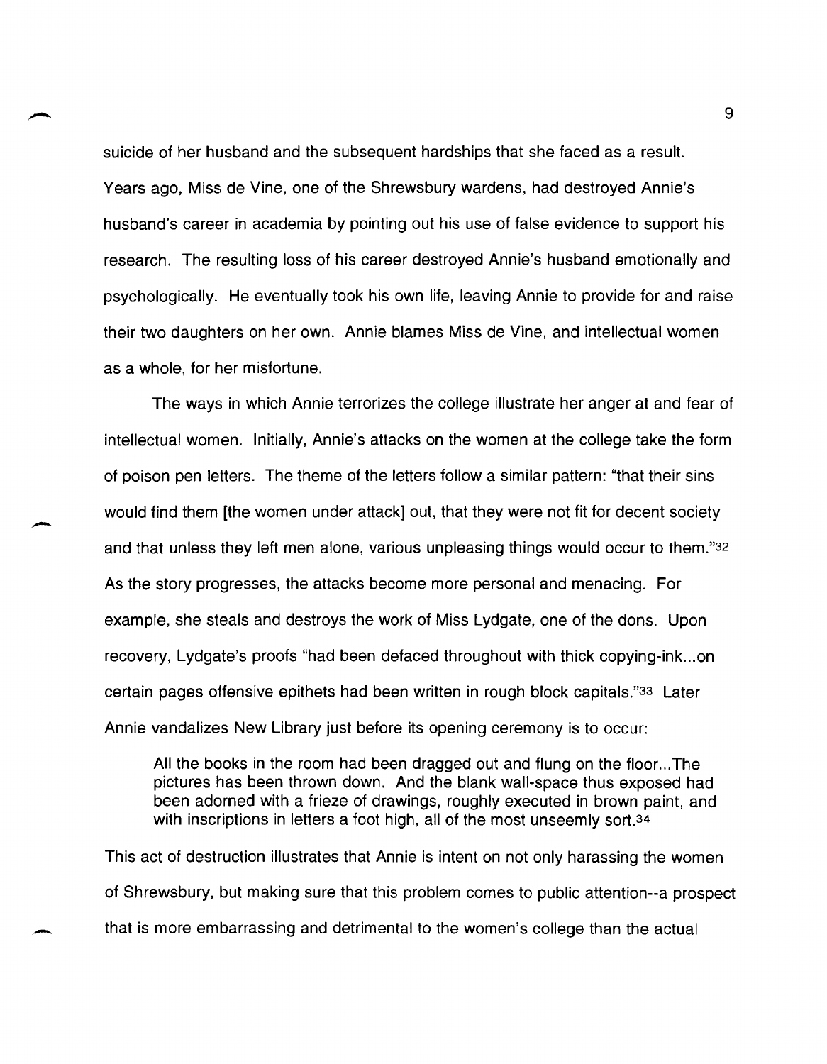suicide of her husband and the subsequent hardships that she faced as a result. Years ago, Miss de Vine, one of the Shrewsbury wardens, had destroyed Annie's husband's career in academia by pointing out his use of false evidence to support his research. The resulting loss of his career destroyed Annie's husband emotionally and psychologically. He eventually took his own life, leaving Annie to provide for and raise their two daughters on her own. Annie blames Miss de Vine, and intellectual women as a whole, for her misfortune.

The ways in which Annie terrorizes the college illustrate her anger at and fear of intellectual women. Initially, Annie's attacks on the women at the college take the form of poison pen letters. The theme of the letters follow a similar pattern: "that their sins would find them [the women under attack] out, that they were not fit for decent society and that unless they left men alone, various unpleasing things would occur to them."[32] As the story progresses, the attacks become more personal and menacing. For example, she steals and destroys the work of Miss Lydgate, one of the dons. Upon recovery, Lydgate's proofs "had been defaced throughout with thick copying-ink...on certain pages offensive epithets had been written in rough block capitals."[33] Later Annie vandalizes New Library just before its opening ceremony is to occur:

> All the books in the room had been dragged out and flung on the floor...The pictures has been thrown down. And the blank wall-space thus exposed had been adorned with a frieze of drawings, roughly executed in brown paint, and with inscriptions in letters a foot high, all of the most unseemly sort.[34]

This act of destruction illustrates that Annie is intent on not only harassing the women of Shrewsbury, but making sure that this problem comes to public attention--a prospect that is more embarrassing and detrimental to the women's college than the actual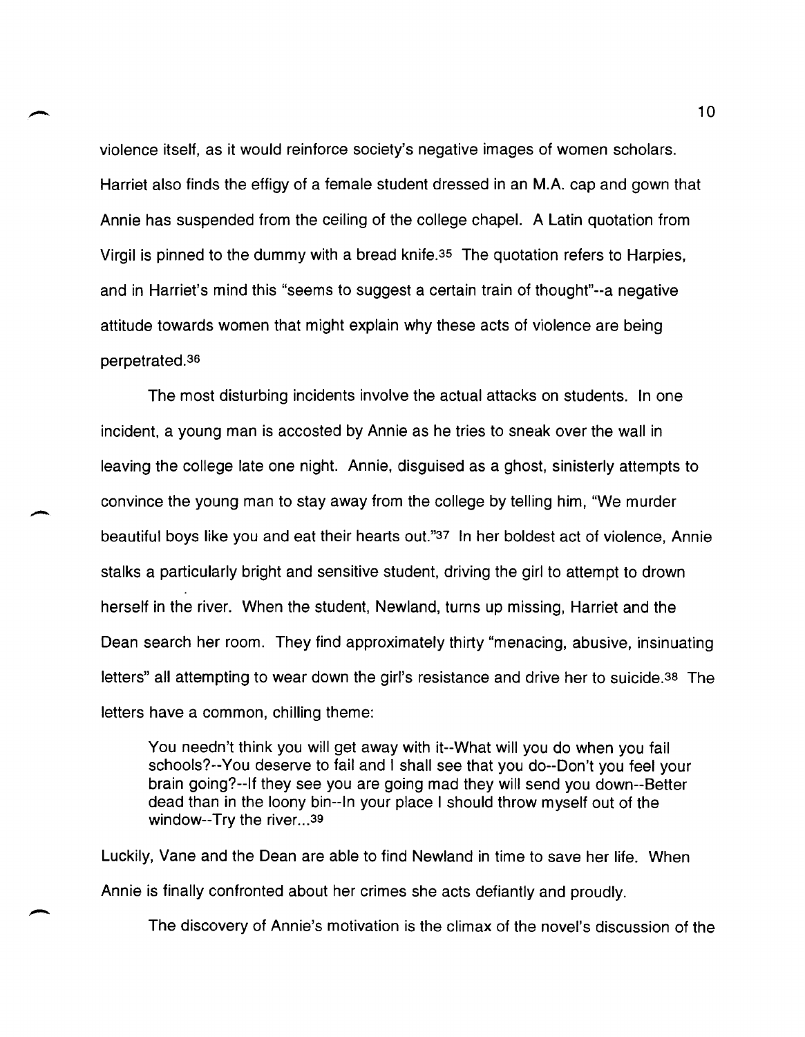violence itself, as it would reinforce society's negative images of women scholars. Harriet also finds the effigy of a female student dressed in an M.A. cap and gown that Annie has suspended from the ceiling of the college chapel. A Latin quotation from Virgil is pinned to the dummy with a bread knife.[35] The quotation refers to Harpies, and in Harriet's mind this "seems to suggest a certain train of thought"--a negative attitude towards women that might explain why these acts of violence are being perpetrated.[36]

The most disturbing incidents involve the actual attacks on students. In one incident, a young man is accosted by Annie as he tries to sneak over the wall in leaving the college late one night. Annie, disguised as a ghost, sinisterly attempts to convince the young man to stay away from the college by telling him, "We murder beautiful boys like you and eat their hearts out."[37] In her boldest act of violence, Annie stalks a particularly bright and sensitive student, driving the girl to attempt to drown herself in the river. When the student, Newland, turns up missing, Harriet and the Dean search her room. They find approximately thirty "menacing, abusive, insinuating letters" all attempting to wear down the girl's resistance and drive her to suicide.[38] The letters have a common, chilling theme:

> You needn't think you will get away with it--What will you do when you fail schools?--You deserve to fail and I shall see that you do--Don't you feel your brain going?--If they see you are going mad they will send you down--Better dead than in the loony bin--In your place I should throw myself out of the window--Try the river...[39]

Luckily, Vane and the Dean are able to find Newland in time to save her life. When Annie is finally confronted about her crimes she acts defiantly and proudly.

The discovery of Annie's motivation is the climax of the novel's discussion of the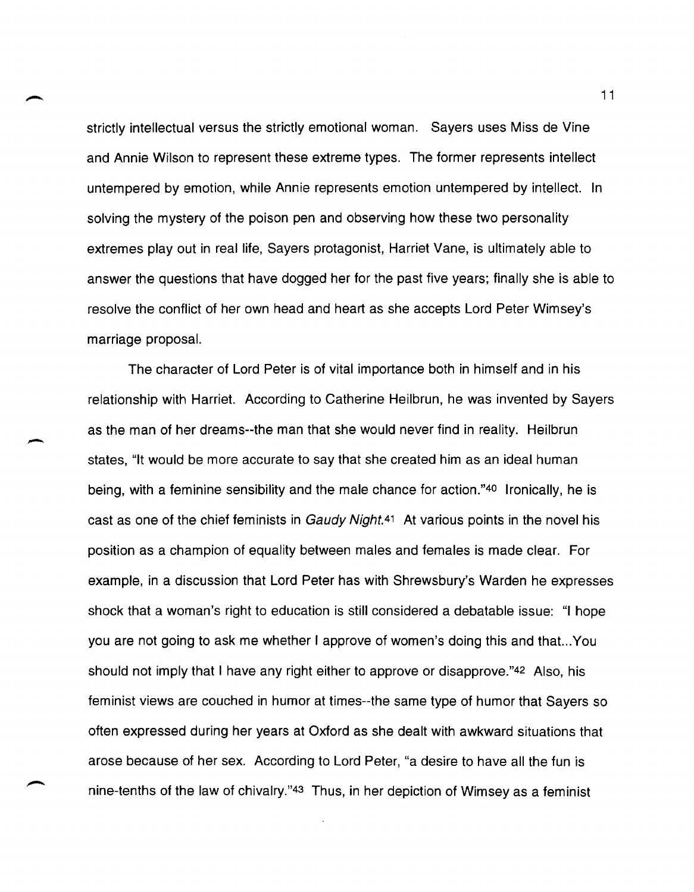strictly intellectual versus the strictly emotional woman. Sayers uses Miss de Vine and Annie Wilson to represent these extreme types. The former represents intellect untempered by emotion, while Annie represents emotion untempered by intellect. In solving the mystery of the poison pen and observing how these two personality extremes play out in real life, Sayers protagonist, Harriet Vane, is ultimately able to answer the questions that have dogged her for the past five years; finally she is able to resolve the conflict of her own head and heart as she accepts Lord Peter Wimsey's marriage proposal.

The character of Lord Peter is of vital importance both in himself and in his relationship with Harriet. According to Catherine Heilbrun, he was invented by Sayers as the man of her dreams--the man that she would never find in reality. Heilbrun states, "It would be more accurate to say that she created him as an ideal human being, with a feminine sensibility and the male chance for action."[40] Ironically, he is cast as one of the chief feminists in *Gaudy Night*.[41] At various points in the novel his position as a champion of equality between males and females is made clear. For example, in a discussion that Lord Peter has with Shrewsbury's Warden he expresses shock that a woman's right to education is still considered a debatable issue: "I hope you are not going to ask me whether I approve of women's doing this and that...You should not imply that I have any right either to approve or disapprove."[42] Also, his feminist views are couched in humor at times--the same type of humor that Sayers so often expressed during her years at Oxford as she dealt with awkward situations that arose because of her sex. According to Lord Peter, "a desire to have all the fun is nine-tenths of the law of chivalry."[43] Thus, in her depiction of Wimsey as a feminist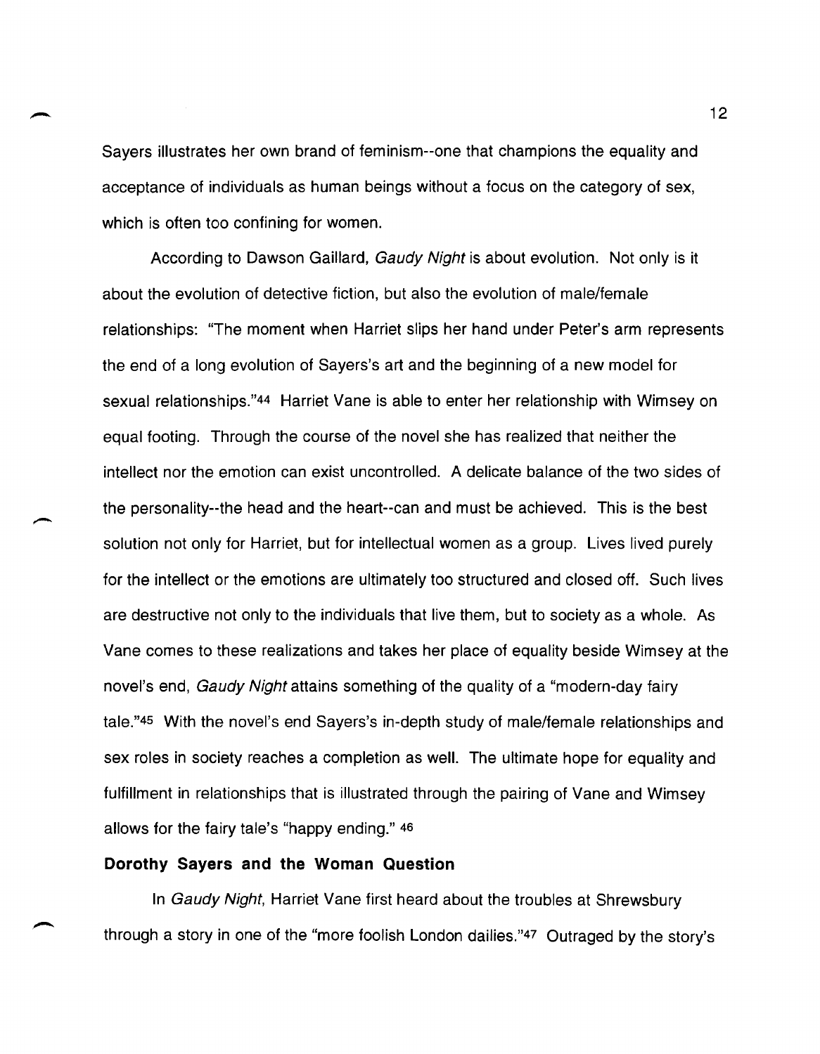Sayers illustrates her own brand of feminism--one that champions the equality and acceptance of individuals as human beings without a focus on the category of sex, which is often too confining for women.

According to Dawson Gaillard, *Gaudy Night* is about evolution. Not only is it about the evolution of detective fiction, but also the evolution of male/female relationships: "The moment when Harriet slips her hand under Peter's arm represents the end of a long evolution of Sayers's art and the beginning of a new model for sexual relationships."[44] Harriet Vane is able to enter her relationship with Wimsey on equal footing. Through the course of the novel she has realized that neither the intellect nor the emotion can exist uncontrolled. A delicate balance of the two sides of the personality--the head and the heart--can and must be achieved. This is the best solution not only for Harriet, but for intellectual women as a group. Lives lived purely for the intellect or the emotions are ultimately too structured and closed off. Such lives are destructive not only to the individuals that live them, but to society as a whole. As Vane comes to these realizations and takes her place of equality beside Wimsey at the novel's end, *Gaudy Night* attains something of the quality of a "modern-day fairy tale."[45] With the novel's end Sayers's in-depth study of male/female relationships and sex roles in society reaches a completion as well. The ultimate hope for equality and fulfillment in relationships that is illustrated through the pairing of Vane and Wimsey allows for the fairy tale's "happy ending." [46]

### Dorothy Sayers and the Woman Question

In *Gaudy Night*, Harriet Vane first heard about the troubles at Shrewsbury through a story in one of the "more foolish London dailies."[47] Outraged by the story's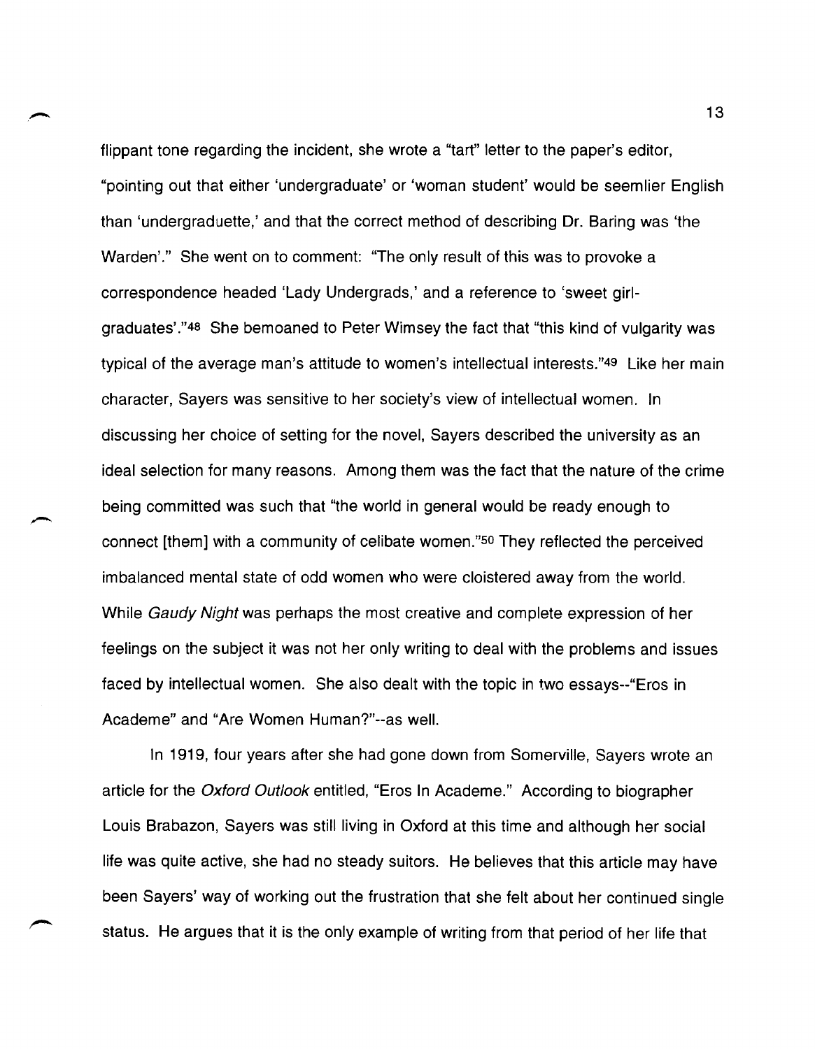flippant tone regarding the incident, she wrote a "tart" letter to the paper's editor, "pointing out that either 'undergraduate' or 'woman student' would be seemlier English than 'undergraduette,' and that the correct method of describing Dr. Baring was 'the Warden'." She went on to comment: "The only result of this was to provoke a correspondence headed 'Lady Undergrads,' and a reference to 'sweet girl-graduates'."[48] She bemoaned to Peter Wimsey the fact that "this kind of vulgarity was typical of the average man's attitude to women's intellectual interests."[49] Like her main character, Sayers was sensitive to her society's view of intellectual women. In discussing her choice of setting for the novel, Sayers described the university as an ideal selection for many reasons. Among them was the fact that the nature of the crime being committed was such that "the world in general would be ready enough to connect [them] with a community of celibate women."[50] They reflected the perceived imbalanced mental state of odd women who were cloistered away from the world. While *Gaudy Night* was perhaps the most creative and complete expression of her feelings on the subject it was not her only writing to deal with the problems and issues faced by intellectual women. She also dealt with the topic in two essays--"Eros in Academe" and "Are Women Human?"--as well.

In 1919, four years after she had gone down from Somerville, Sayers wrote an article for the *Oxford Outlook* entitled, "Eros In Academe." According to biographer Louis Brabazon, Sayers was still living in Oxford at this time and although her social life was quite active, she had no steady suitors. He believes that this article may have been Sayers' way of working out the frustration that she felt about her continued single status. He argues that it is the only example of writing from that period of her life that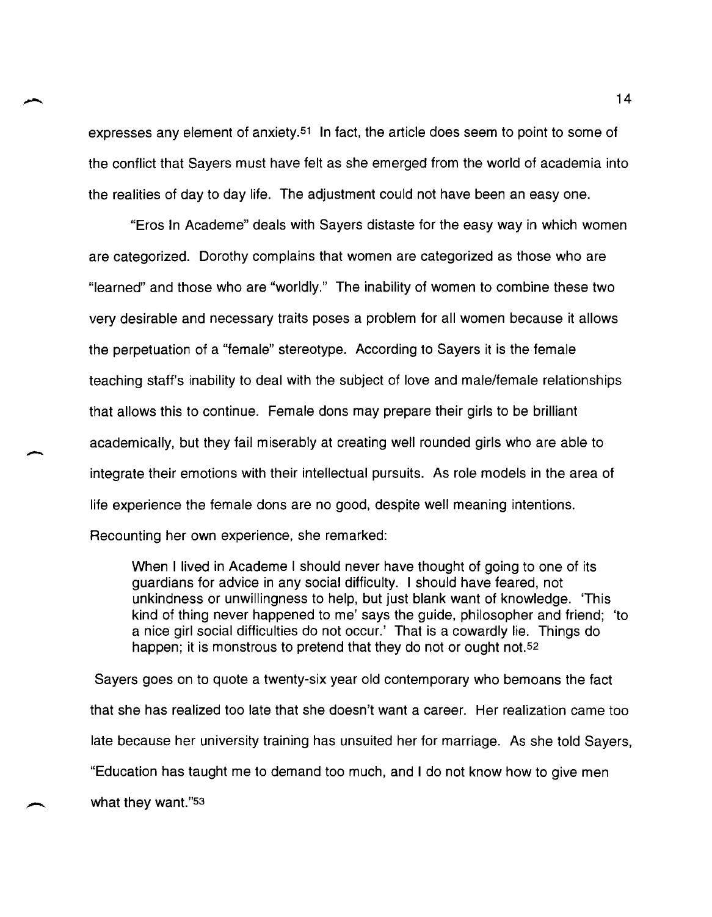expresses any element of anxiety.[51] In fact, the article does seem to point to some of the conflict that Sayers must have felt as she emerged from the world of academia into the realities of day to day life. The adjustment could not have been an easy one.

"Eros In Academe" deals with Sayers distaste for the easy way in which women are categorized. Dorothy complains that women are categorized as those who are "learned" and those who are "worldly." The inability of women to combine these two very desirable and necessary traits poses a problem for all women because it allows the perpetuation of a "female" stereotype. According to Sayers it is the female teaching staff's inability to deal with the subject of love and male/female relationships that allows this to continue. Female dons may prepare their girls to be brilliant academically, but they fail miserably at creating well rounded girls who are able to integrate their emotions with their intellectual pursuits. As role models in the area of life experience the female dons are no good, despite well meaning intentions. Recounting her own experience, she remarked:

> When I lived in Academe I should never have thought of going to one of its guardians for advice in any social difficulty. I should have feared, not unkindness or unwillingness to help, but just blank want of knowledge. 'This kind of thing never happened to me' says the guide, philosopher and friend; 'to a nice girl social difficulties do not occur.' That is a cowardly lie. Things do happen; it is monstrous to pretend that they do not or ought not.[52]

Sayers goes on to quote a twenty-six year old contemporary who bemoans the fact that she has realized too late that she doesn't want a career. Her realization came too late because her university training has unsuited her for marriage. As she told Sayers, "Education has taught me to demand too much, and I do not know how to give men what they want."[53]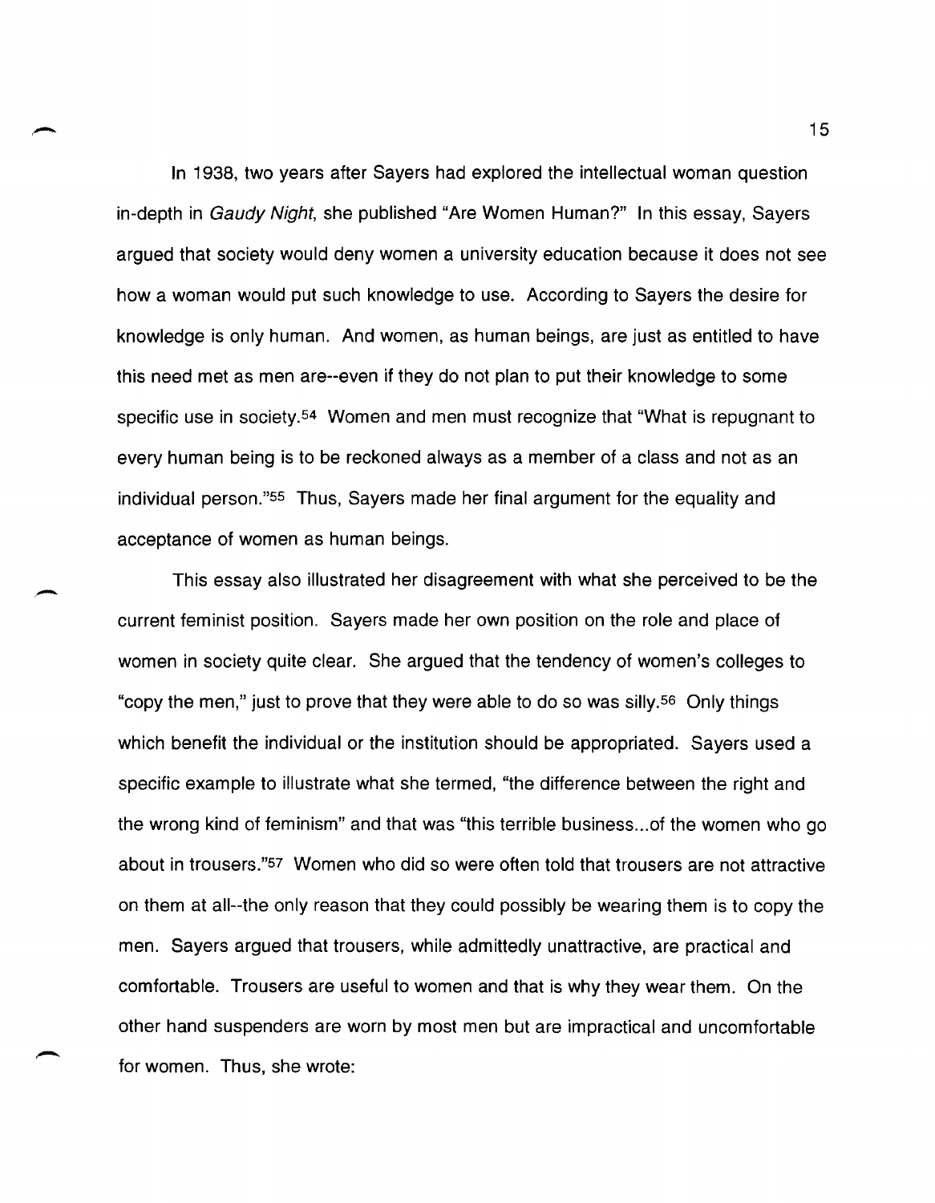In 1938, two years after Sayers had explored the intellectual woman question in-depth in *Gaudy Night*, she published "Are Women Human?" In this essay, Sayers argued that society would deny women a university education because it does not see how a woman would put such knowledge to use. According to Sayers the desire for knowledge is only human. And women, as human beings, are just as entitled to have this need met as men are--even if they do not plan to put their knowledge to some specific use in society.[54] Women and men must recognize that "What is repugnant to every human being is to be reckoned always as a member of a class and not as an individual person."[55] Thus, Sayers made her final argument for the equality and acceptance of women as human beings.

This essay also illustrated her disagreement with what she perceived to be the current feminist position. Sayers made her own position on the role and place of women in society quite clear. She argued that the tendency of women's colleges to "copy the men," just to prove that they were able to do so was silly.[56] Only things which benefit the individual or the institution should be appropriated. Sayers used a specific example to illustrate what she termed, "the difference between the right and the wrong kind of feminism" and that was "this terrible business...of the women who go about in trousers."[57] Women who did so were often told that trousers are not attractive on them at all--the only reason that they could possibly be wearing them is to copy the men. Sayers argued that trousers, while admittedly unattractive, are practical and comfortable. Trousers are useful to women and that is why they wear them. On the other hand suspenders are worn by most men but are impractical and uncomfortable for women. Thus, she wrote: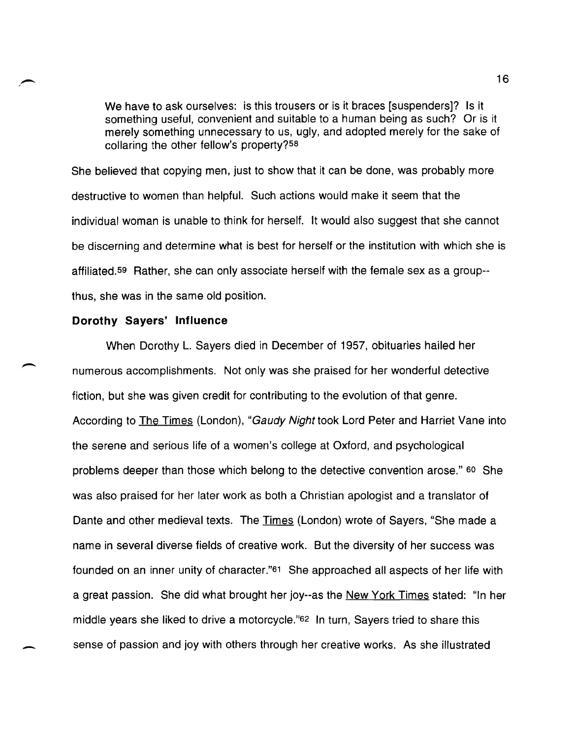> We have to ask ourselves: is this trousers or is it braces [suspenders]? Is it something useful, convenient and suitable to a human being as such? Or is it merely something unnecessary to us, ugly, and adopted merely for the sake of collaring the other fellow's property?[58]

She believed that copying men, just to show that it can be done, was probably more destructive to women than helpful. Such actions would make it seem that the individual woman is unable to think for herself. It would also suggest that she cannot be discerning and determine what is best for herself or the institution with which she is affiliated.[59] Rather, she can only associate herself with the female sex as a group--thus, she was in the same old position.

### Dorothy Sayers' Influence

When Dorothy L. Sayers died in December of 1957, obituaries hailed her numerous accomplishments. Not only was she praised for her wonderful detective fiction, but she was given credit for contributing to the evolution of that genre. According to The Times (London), "*Gaudy Night* took Lord Peter and Harriet Vane into the serene and serious life of a women's college at Oxford, and psychological problems deeper than those which belong to the detective convention arose."[60] She was also praised for her later work as both a Christian apologist and a translator of Dante and other medieval texts. The Times (London) wrote of Sayers, "She made a name in several diverse fields of creative work. But the diversity of her success was founded on an inner unity of character."[61] She approached all aspects of her life with a great passion. She did what brought her joy--as the New York Times stated: "In her middle years she liked to drive a motorcycle."[62] In turn, Sayers tried to share this sense of passion and joy with others through her creative works. As she illustrated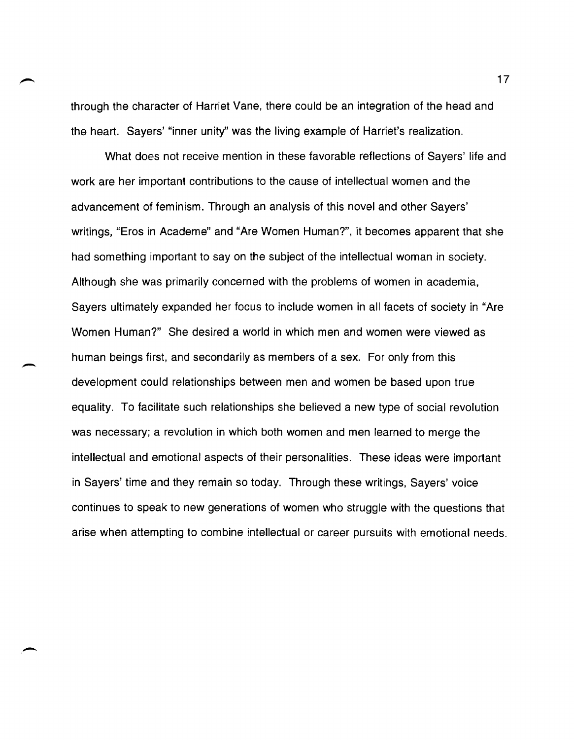through the character of Harriet Vane, there could be an integration of the head and the heart. Sayers' "inner unity" was the living example of Harriet's realization.

What does not receive mention in these favorable reflections of Sayers' life and work are her important contributions to the cause of intellectual women and the advancement of feminism. Through an analysis of this novel and other Sayers' writings, "Eros in Academe" and "Are Women Human?", it becomes apparent that she had something important to say on the subject of the intellectual woman in society. Although she was primarily concerned with the problems of women in academia, Sayers ultimately expanded her focus to include women in all facets of society in "Are Women Human?" She desired a world in which men and women were viewed as human beings first, and secondarily as members of a sex. For only from this development could relationships between men and women be based upon true equality. To facilitate such relationships she believed a new type of social revolution was necessary; a revolution in which both women and men learned to merge the intellectual and emotional aspects of their personalities. These ideas were important in Sayers' time and they remain so today. Through these writings, Sayers' voice continues to speak to new generations of women who struggle with the questions that arise when attempting to combine intellectual or career pursuits with emotional needs.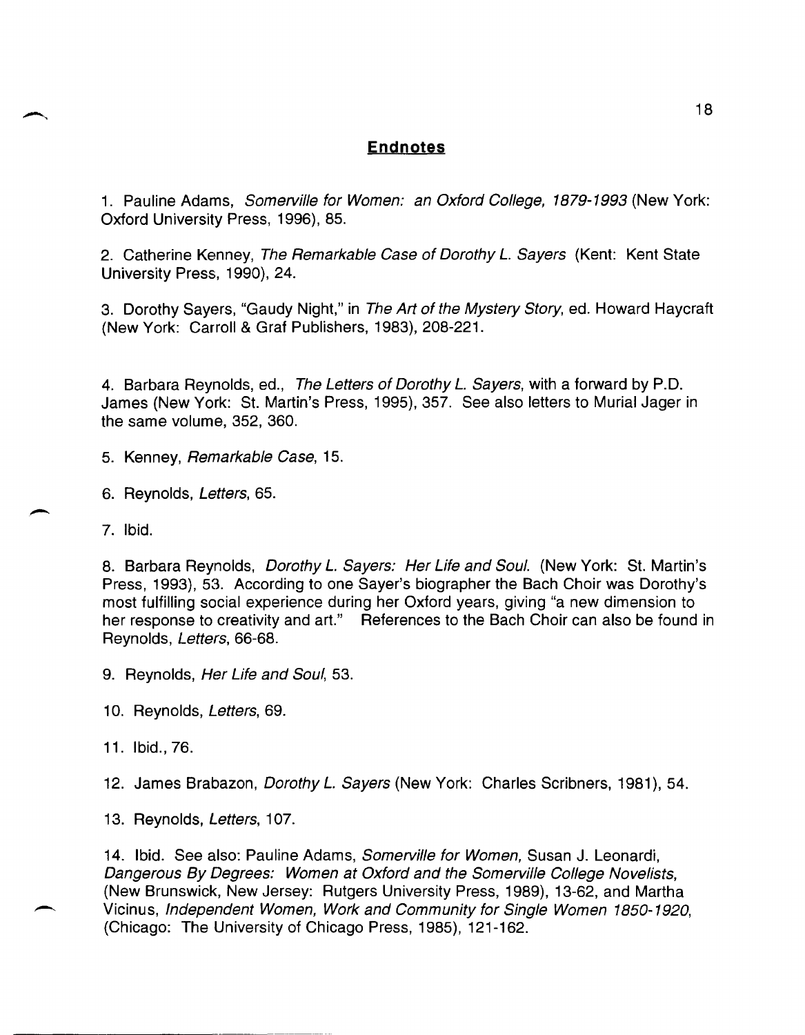## Endnotes

1. Pauline Adams, *Somerville for Women: an Oxford College, 1879-1993* (New York: Oxford University Press, 1996), 85.

2. Catherine Kenney, *The Remarkable Case of Dorothy L. Sayers* (Kent: Kent State University Press, 1990), 24.

3. Dorothy Sayers, "Gaudy Night," in *The Art of the Mystery Story*, ed. Howard Haycraft (New York: Carroll & Graf Publishers, 1983), 208-221.

4. Barbara Reynolds, ed., *The Letters of Dorothy L. Sayers*, with a forward by P.D. James (New York: St. Martin's Press, 1995), 357. See also letters to Murial Jager in the same volume, 352, 360.

5. Kenney, *Remarkable Case*, 15.

6. Reynolds, *Letters*, 65.

7. Ibid.

8. Barbara Reynolds, *Dorothy L. Sayers: Her Life and Soul.* (New York: St. Martin's Press, 1993), 53. According to one Sayer's biographer the Bach Choir was Dorothy's most fulfilling social experience during her Oxford years, giving "a new dimension to her response to creativity and art." References to the Bach Choir can also be found in Reynolds, *Letters*, 66-68.

9. Reynolds, *Her Life and Soul*, 53.

10. Reynolds, *Letters*, 69.

11. Ibid., 76.

12. James Brabazon, *Dorothy L. Sayers* (New York: Charles Scribners, 1981), 54.

13. Reynolds, *Letters*, 107.

14. Ibid. See also: Pauline Adams, *Somerville for Women*, Susan J. Leonardi, *Dangerous By Degrees: Women at Oxford and the Somerville College Novelists*, (New Brunswick, New Jersey: Rutgers University Press, 1989), 13-62, and Martha Vicinus, *Independent Women, Work and Community for Single Women 1850-1920*, (Chicago: The University of Chicago Press, 1985), 121-162.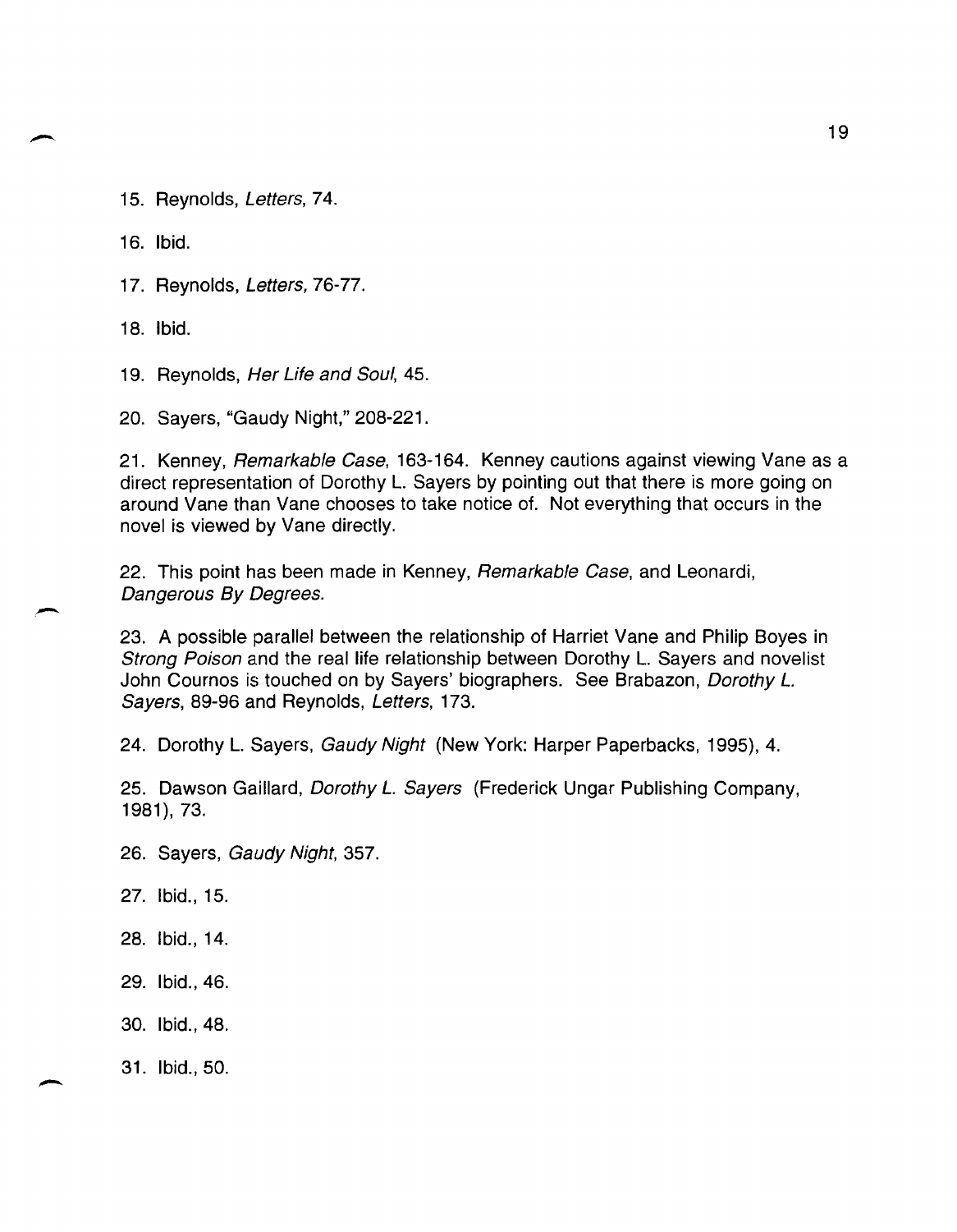15. Reynolds, *Letters*, 74.

16. Ibid.

17. Reynolds, *Letters*, 76-77.

18. Ibid.

19. Reynolds, *Her Life and Soul*, 45.

20. Sayers, "Gaudy Night," 208-221.

21. Kenney, *Remarkable Case*, 163-164. Kenney cautions against viewing Vane as a direct representation of Dorothy L. Sayers by pointing out that there is more going on around Vane than Vane chooses to take notice of. Not everything that occurs in the novel is viewed by Vane directly.

22. This point has been made in Kenney, *Remarkable Case*, and Leonardi, *Dangerous By Degrees*.

23. A possible parallel between the relationship of Harriet Vane and Philip Boyes in *Strong Poison* and the real life relationship between Dorothy L. Sayers and novelist John Cournos is touched on by Sayers' biographers. See Brabazon, *Dorothy L. Sayers*, 89-96 and Reynolds, *Letters*, 173.

24. Dorothy L. Sayers, *Gaudy Night* (New York: Harper Paperbacks, 1995), 4.

25. Dawson Gaillard, *Dorothy L. Sayers* (Frederick Ungar Publishing Company, 1981), 73.

26. Sayers, *Gaudy Night*, 357.

27. Ibid., 15.

28. Ibid., 14.

29. Ibid., 46.

30. Ibid., 48.

31. Ibid., 50.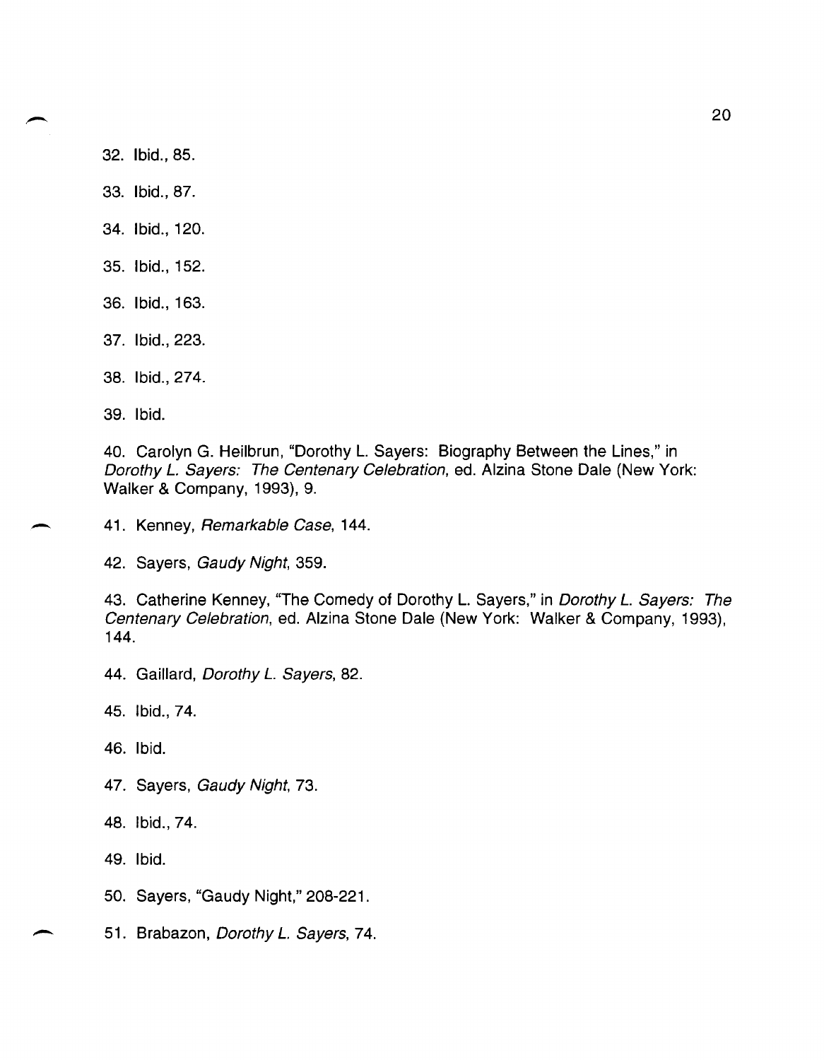32. Ibid., 85.

33. Ibid., 87.

34. Ibid., 120.

35. Ibid., 152.

36. Ibid., 163.

37. Ibid., 223.

38. Ibid., 274.

39. Ibid.

40. Carolyn G. Heilbrun, "Dorothy L. Sayers: Biography Between the Lines," in *Dorothy L. Sayers: The Centenary Celebration*, ed. Alzina Stone Dale (New York: Walker & Company, 1993), 9.

41. Kenney, *Remarkable Case*, 144.

42. Sayers, *Gaudy Night*, 359.

43. Catherine Kenney, "The Comedy of Dorothy L. Sayers," in *Dorothy L. Sayers: The Centenary Celebration*, ed. Alzina Stone Dale (New York: Walker & Company, 1993), 144.

44. Gaillard, *Dorothy L. Sayers*, 82.

45. Ibid., 74.

46. Ibid.

47. Sayers, *Gaudy Night*, 73.

48. Ibid., 74.

49. Ibid.

50. Sayers, "Gaudy Night," 208-221.

51. Brabazon, *Dorothy L. Sayers*, 74.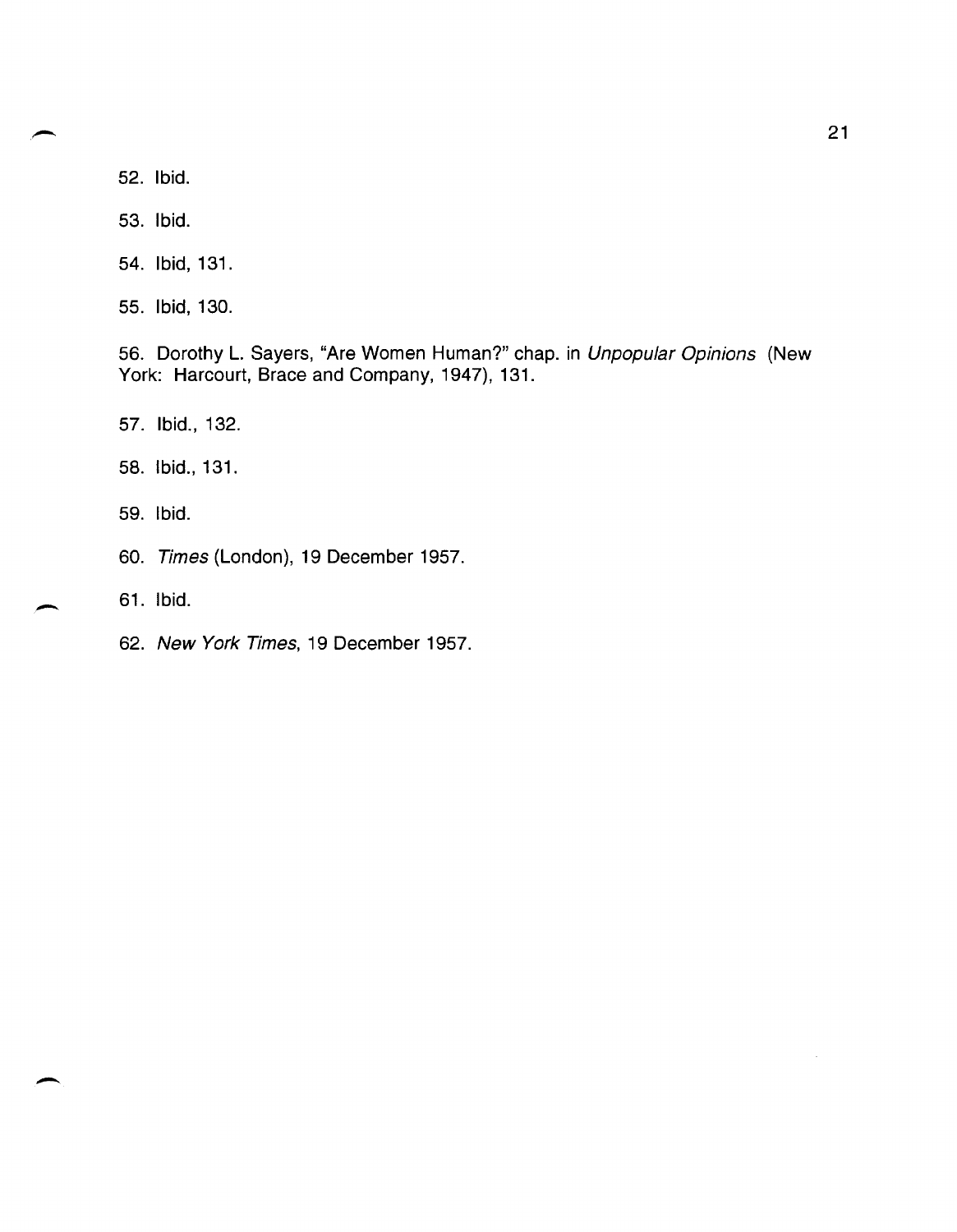52. Ibid.

53. Ibid.

54. Ibid, 131.

55. Ibid, 130.

56. Dorothy L. Sayers, "Are Women Human?" chap. in *Unpopular Opinions* (New York: Harcourt, Brace and Company, 1947), 131.

57. Ibid., 132.

58. Ibid., 131.

59. Ibid.

60. *Times* (London), 19 December 1957.

61. Ibid.

62. *New York Times*, 19 December 1957.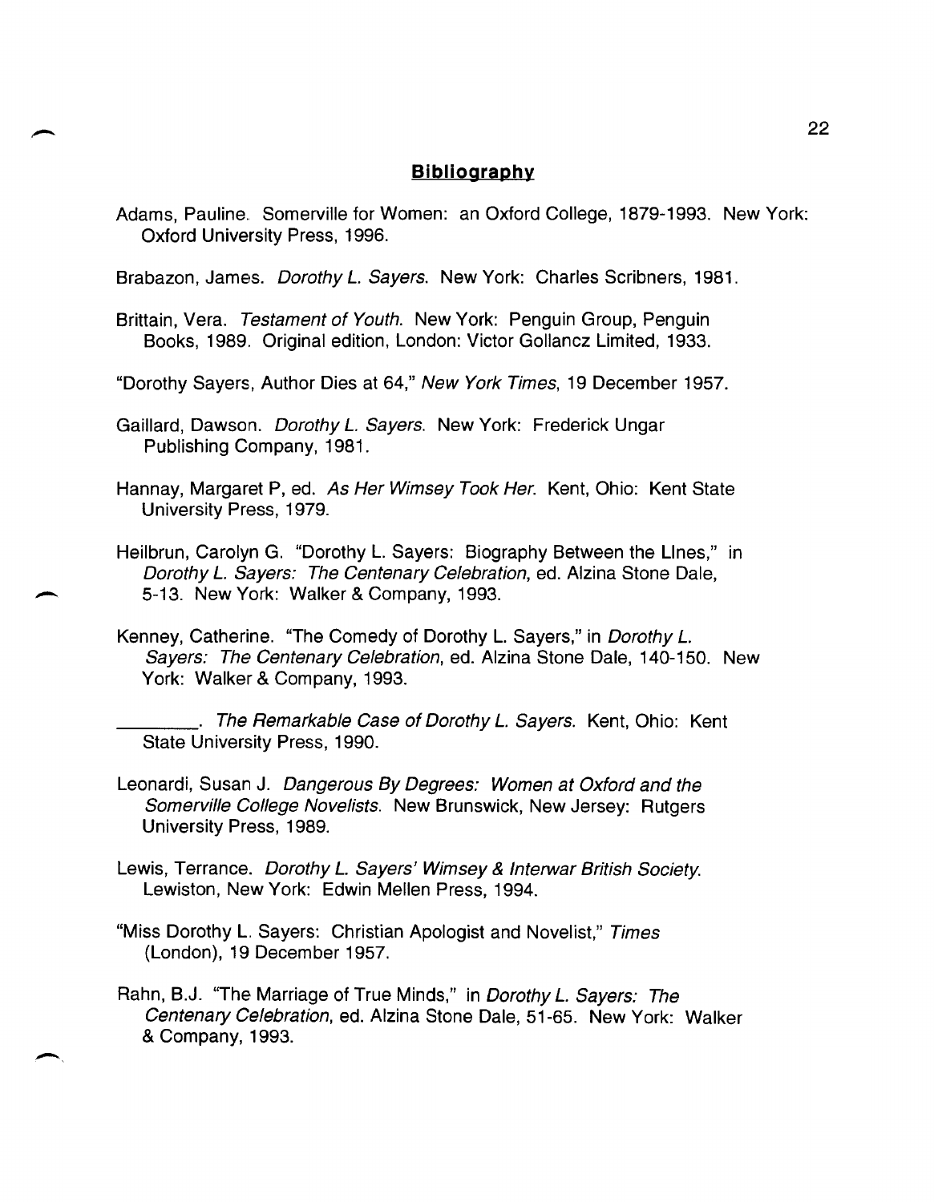## Bibliography

Adams, Pauline. Somerville for Women: an Oxford College, 1879-1993. New York: Oxford University Press, 1996.

Brabazon, James. *Dorothy L. Sayers*. New York: Charles Scribners, 1981.

Brittain, Vera. *Testament of Youth*. New York: Penguin Group, Penguin Books, 1989. Original edition, London: Victor Gollancz Limited, 1933.

"Dorothy Sayers, Author Dies at 64," *New York Times*, 19 December 1957.

Gaillard, Dawson. *Dorothy L. Sayers*. New York: Frederick Ungar Publishing Company, 1981.

Hannay, Margaret P, ed. *As Her Wimsey Took Her*. Kent, Ohio: Kent State University Press, 1979.

Heilbrun, Carolyn G. "Dorothy L. Sayers: Biography Between the LInes," in *Dorothy L. Sayers: The Centenary Celebration*, ed. Alzina Stone Dale, 5-13. New York: Walker & Company, 1993.

Kenney, Catherine. "The Comedy of Dorothy L. Sayers," in *Dorothy L. Sayers: The Centenary Celebration*, ed. Alzina Stone Dale, 140-150. New York: Walker & Company, 1993.

________. *The Remarkable Case of Dorothy L. Sayers*. Kent, Ohio: Kent State University Press, 1990.

Leonardi, Susan J. *Dangerous By Degrees: Women at Oxford and the Somerville College Novelists*. New Brunswick, New Jersey: Rutgers University Press, 1989.

Lewis, Terrance. *Dorothy L. Sayers' Wimsey & Interwar British Society*. Lewiston, New York: Edwin Mellen Press, 1994.

"Miss Dorothy L. Sayers: Christian Apologist and Novelist," *Times* (London), 19 December 1957.

Rahn, B.J. "The Marriage of True Minds," in *Dorothy L. Sayers: The Centenary Celebration*, ed. Alzina Stone Dale, 51-65. New York: Walker & Company, 1993.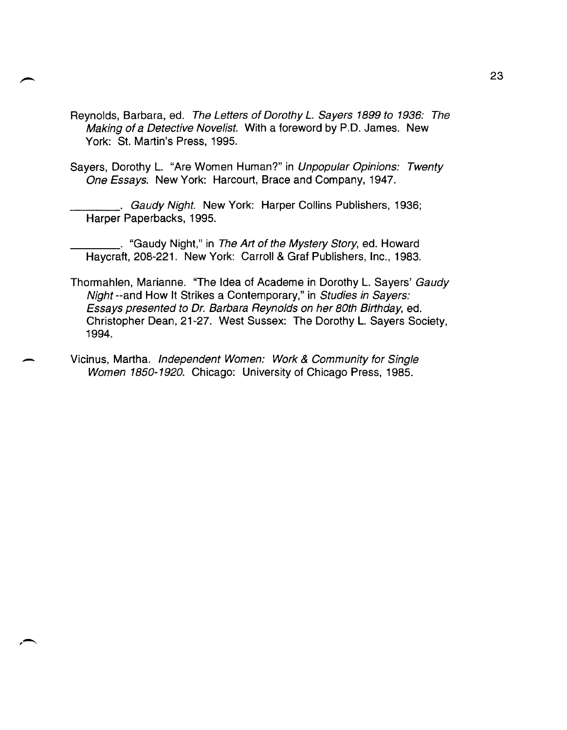Reynolds, Barbara, ed. *The Letters of Dorothy L. Sayers 1899 to 1936: The Making of a Detective Novelist.* With a foreword by P.D. James. New York: St. Martin's Press, 1995.

Sayers, Dorothy L. "Are Women Human?" in *Unpopular Opinions: Twenty One Essays.* New York: Harcourt, Brace and Company, 1947.

________. *Gaudy Night.* New York: Harper Collins Publishers, 1936; Harper Paperbacks, 1995.

________. "Gaudy Night," in *The Art of the Mystery Story,* ed. Howard Haycraft, 208-221. New York: Carroll & Graf Publishers, Inc., 1983.

Thormahlen, Marianne. "The Idea of Academe in Dorothy L. Sayers' *Gaudy Night* --and How It Strikes a Contemporary," in *Studies in Sayers: Essays presented to Dr. Barbara Reynolds on her 80th Birthday,* ed. Christopher Dean, 21-27. West Sussex: The Dorothy L. Sayers Society, 1994.

Vicinus, Martha. *Independent Women: Work & Community for Single Women 1850-1920.* Chicago: University of Chicago Press, 1985.